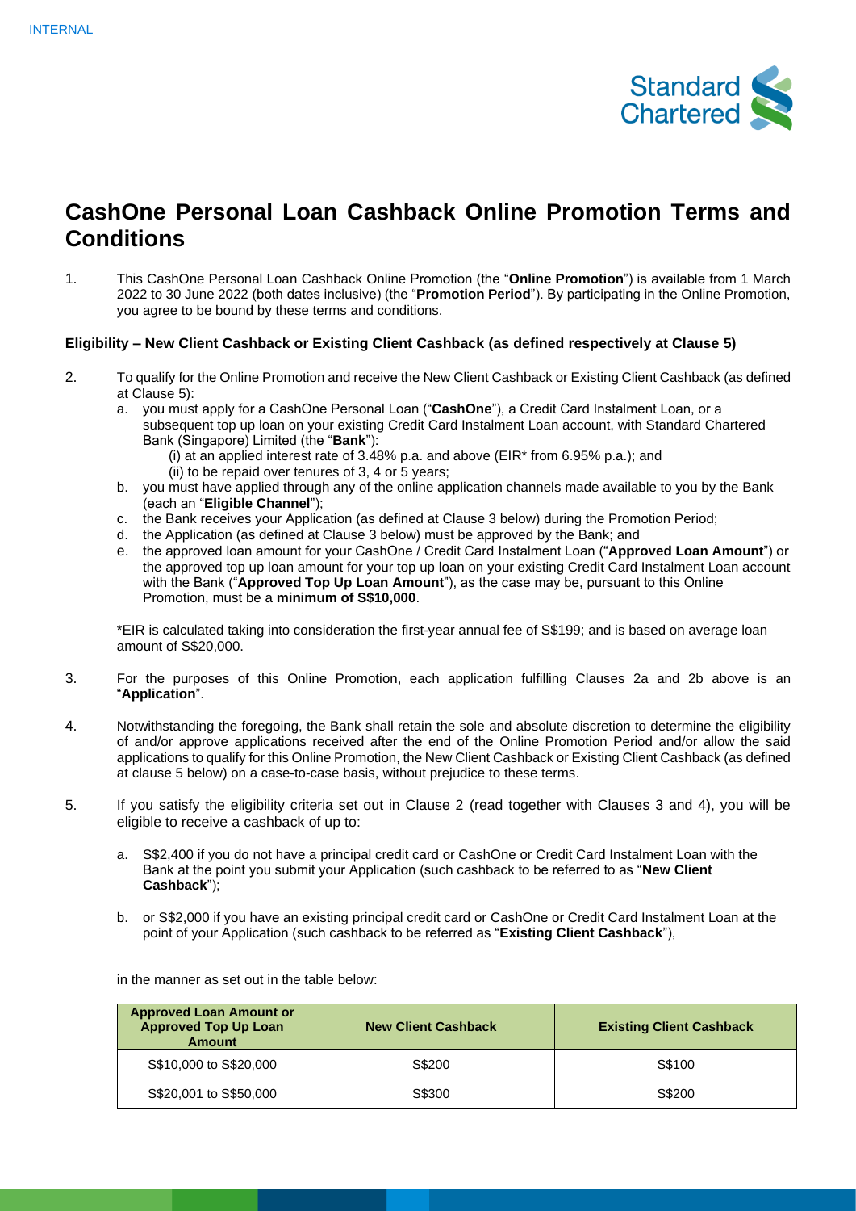# CashOne Personal Loan Cashback Online Promotion Terms and Conditions

1. This CashOne Personal Loan Cashback Online Promotion (the "**Online Promotion**") is available from 1 March 2022 to 30 June 2022 (both dates inclusive) (the "**Promotion Period**"). By participating in the Online Promotion, you agree to be bound by these terms and conditions.

### Eligibility – New Client Cashback or Existing Client Cashback (as defined respectively at Clause 5)

2. To qualify for the Online Promotion and receive the New Client Cashback or Existing Client Cashback (as defined at Clause 5):
   a. you must apply for a CashOne Personal Loan ("**CashOne**"), a Credit Card Instalment Loan, or a subsequent top up loan on your existing Credit Card Instalment Loan account, with Standard Chartered Bank (Singapore) Limited (the "**Bank**"):
      (i) at an applied interest rate of 3.48% p.a. and above (EIR* from 6.95% p.a.); and
      (ii) to be repaid over tenures of 3, 4 or 5 years;
   b. you must have applied through any of the online application channels made available to you by the Bank (each an "**Eligible Channel**");
   c. the Bank receives your Application (as defined at Clause 3 below) during the Promotion Period;
   d. the Application (as defined at Clause 3 below) must be approved by the Bank; and
   e. the approved loan amount for your CashOne / Credit Card Instalment Loan ("**Approved Loan Amount**") or the approved top up loan amount for your top up loan on your existing Credit Card Instalment Loan account with the Bank ("**Approved Top Up Loan Amount**"), as the case may be, pursuant to this Online Promotion, must be a **minimum of S$10,000**.

   *EIR is calculated taking into consideration the first-year annual fee of S$199; and is based on average loan amount of S$20,000.

3. For the purposes of this Online Promotion, each application fulfilling Clauses 2a and 2b above is an "**Application**".

4. Notwithstanding the foregoing, the Bank shall retain the sole and absolute discretion to determine the eligibility of and/or approve applications received after the end of the Online Promotion Period and/or allow the said applications to qualify for this Online Promotion, the New Client Cashback or Existing Client Cashback (as defined at clause 5 below) on a case-to-case basis, without prejudice to these terms.

5. If you satisfy the eligibility criteria set out in Clause 2 (read together with Clauses 3 and 4), you will be eligible to receive a cashback of up to:

   a. S$2,400 if you do not have a principal credit card or CashOne or Credit Card Instalment Loan with the Bank at the point you submit your Application (such cashback to be referred to as "**New Client Cashback**");

   b. or S$2,000 if you have an existing principal credit card or CashOne or Credit Card Instalment Loan at the point of your Application (such cashback to be referred as "**Existing Client Cashback**"),

   in the manner as set out in the table below:

| Approved Loan Amount or Approved Top Up Loan Amount | New Client Cashback | Existing Client Cashback |
|---|---|---|
| S$10,000 to S$20,000 | S$200 | S$100 |
| S$20,001 to S$50,000 | S$300 | S$200 |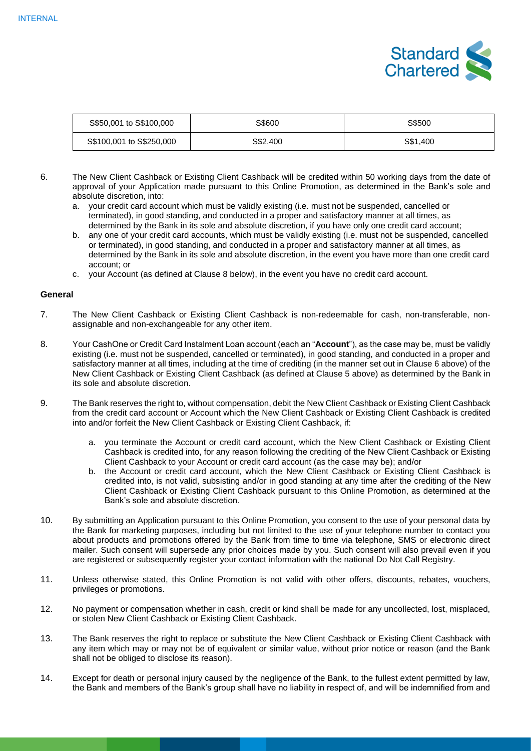| S$50,001 to S$100,000 | S$600 | S$500 |
|---|---|---|
| S$100,001 to S$250,000 | S$2,400 | S$1,400 |

6. The New Client Cashback or Existing Client Cashback will be credited within 50 working days from the date of approval of your Application made pursuant to this Online Promotion, as determined in the Bank's sole and absolute discretion, into:
   a. your credit card account which must be validly existing (i.e. must not be suspended, cancelled or terminated), in good standing, and conducted in a proper and satisfactory manner at all times, as determined by the Bank in its sole and absolute discretion, if you have only one credit card account;
   b. any one of your credit card accounts, which must be validly existing (i.e. must not be suspended, cancelled or terminated), in good standing, and conducted in a proper and satisfactory manner at all times, as determined by the Bank in its sole and absolute discretion, in the event you have more than one credit card account; or
   c. your Account (as defined at Clause 8 below), in the event you have no credit card account.

**General**

7. The New Client Cashback or Existing Client Cashback is non-redeemable for cash, non-transferable, non-assignable and non-exchangeable for any other item.

8. Your CashOne or Credit Card Instalment Loan account (each an "**Account**"), as the case may be, must be validly existing (i.e. must not be suspended, cancelled or terminated), in good standing, and conducted in a proper and satisfactory manner at all times, including at the time of crediting (in the manner set out in Clause 6 above) of the New Client Cashback or Existing Client Cashback (as defined at Clause 5 above) as determined by the Bank in its sole and absolute discretion.

9. The Bank reserves the right to, without compensation, debit the New Client Cashback or Existing Client Cashback from the credit card account or Account which the New Client Cashback or Existing Client Cashback is credited into and/or forfeit the New Client Cashback or Existing Client Cashback, if:

   a. you terminate the Account or credit card account, which the New Client Cashback or Existing Client Cashback is credited into, for any reason following the crediting of the New Client Cashback or Existing Client Cashback to your Account or credit card account (as the case may be); and/or
   b. the Account or credit card account, which the New Client Cashback or Existing Client Cashback is credited into, is not valid, subsisting and/or in good standing at any time after the crediting of the New Client Cashback or Existing Client Cashback pursuant to this Online Promotion, as determined at the Bank's sole and absolute discretion.

10. By submitting an Application pursuant to this Online Promotion, you consent to the use of your personal data by the Bank for marketing purposes, including but not limited to the use of your telephone number to contact you about products and promotions offered by the Bank from time to time via telephone, SMS or electronic direct mailer. Such consent will supersede any prior choices made by you. Such consent will also prevail even if you are registered or subsequently register your contact information with the national Do Not Call Registry.

11. Unless otherwise stated, this Online Promotion is not valid with other offers, discounts, rebates, vouchers, privileges or promotions.

12. No payment or compensation whether in cash, credit or kind shall be made for any uncollected, lost, misplaced, or stolen New Client Cashback or Existing Client Cashback.

13. The Bank reserves the right to replace or substitute the New Client Cashback or Existing Client Cashback with any item which may or may not be of equivalent or similar value, without prior notice or reason (and the Bank shall not be obliged to disclose its reason).

14. Except for death or personal injury caused by the negligence of the Bank, to the fullest extent permitted by law, the Bank and members of the Bank's group shall have no liability in respect of, and will be indemnified from and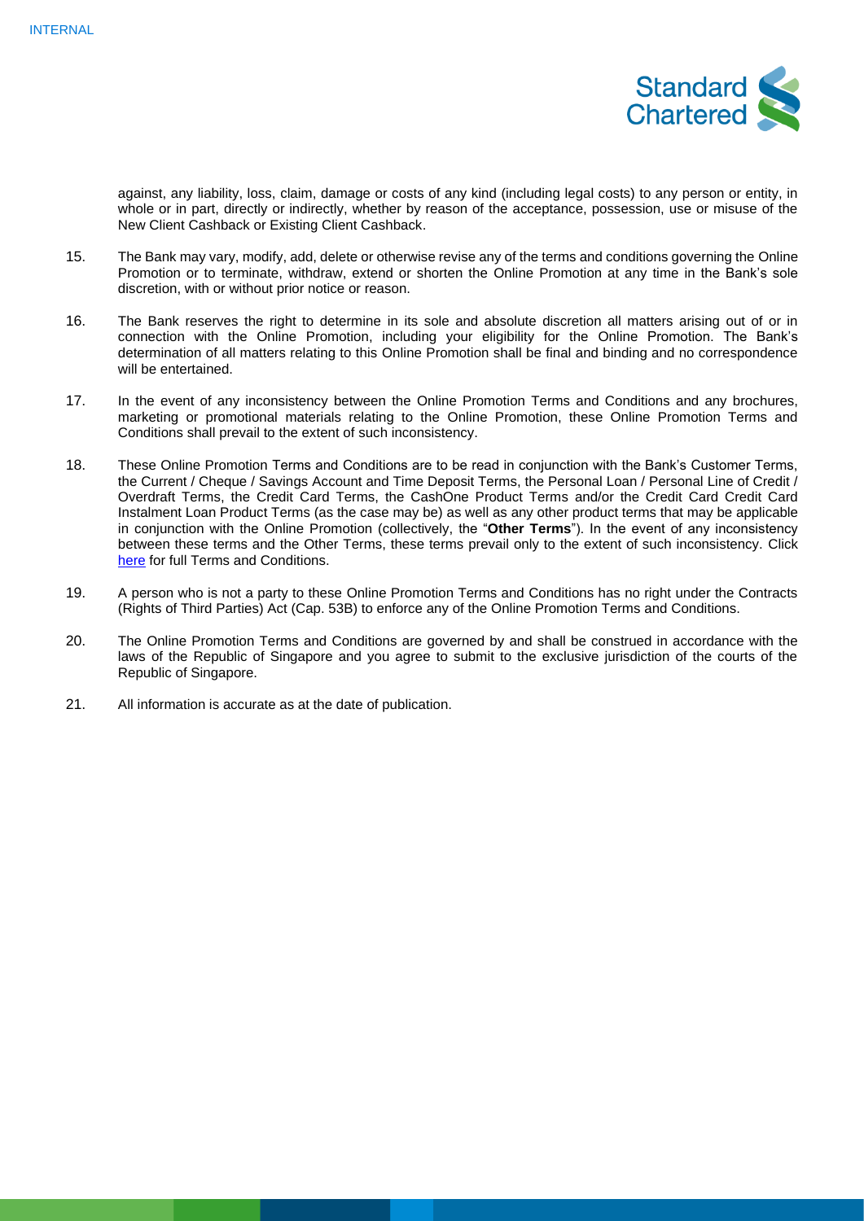against, any liability, loss, claim, damage or costs of any kind (including legal costs) to any person or entity, in whole or in part, directly or indirectly, whether by reason of the acceptance, possession, use or misuse of the New Client Cashback or Existing Client Cashback.

15. The Bank may vary, modify, add, delete or otherwise revise any of the terms and conditions governing the Online Promotion or to terminate, withdraw, extend or shorten the Online Promotion at any time in the Bank's sole discretion, with or without prior notice or reason.

16. The Bank reserves the right to determine in its sole and absolute discretion all matters arising out of or in connection with the Online Promotion, including your eligibility for the Online Promotion. The Bank's determination of all matters relating to this Online Promotion shall be final and binding and no correspondence will be entertained.

17. In the event of any inconsistency between the Online Promotion Terms and Conditions and any brochures, marketing or promotional materials relating to the Online Promotion, these Online Promotion Terms and Conditions shall prevail to the extent of such inconsistency.

18. These Online Promotion Terms and Conditions are to be read in conjunction with the Bank's Customer Terms, the Current / Cheque / Savings Account and Time Deposit Terms, the Personal Loan / Personal Line of Credit / Overdraft Terms, the Credit Card Terms, the CashOne Product Terms and/or the Credit Card Credit Card Instalment Loan Product Terms (as the case may be) as well as any other product terms that may be applicable in conjunction with the Online Promotion (collectively, the "**Other Terms**"). In the event of any inconsistency between these terms and the Other Terms, these terms prevail only to the extent of such inconsistency. Click here for full Terms and Conditions.

19. A person who is not a party to these Online Promotion Terms and Conditions has no right under the Contracts (Rights of Third Parties) Act (Cap. 53B) to enforce any of the Online Promotion Terms and Conditions.

20. The Online Promotion Terms and Conditions are governed by and shall be construed in accordance with the laws of the Republic of Singapore and you agree to submit to the exclusive jurisdiction of the courts of the Republic of Singapore.

21. All information is accurate as at the date of publication.